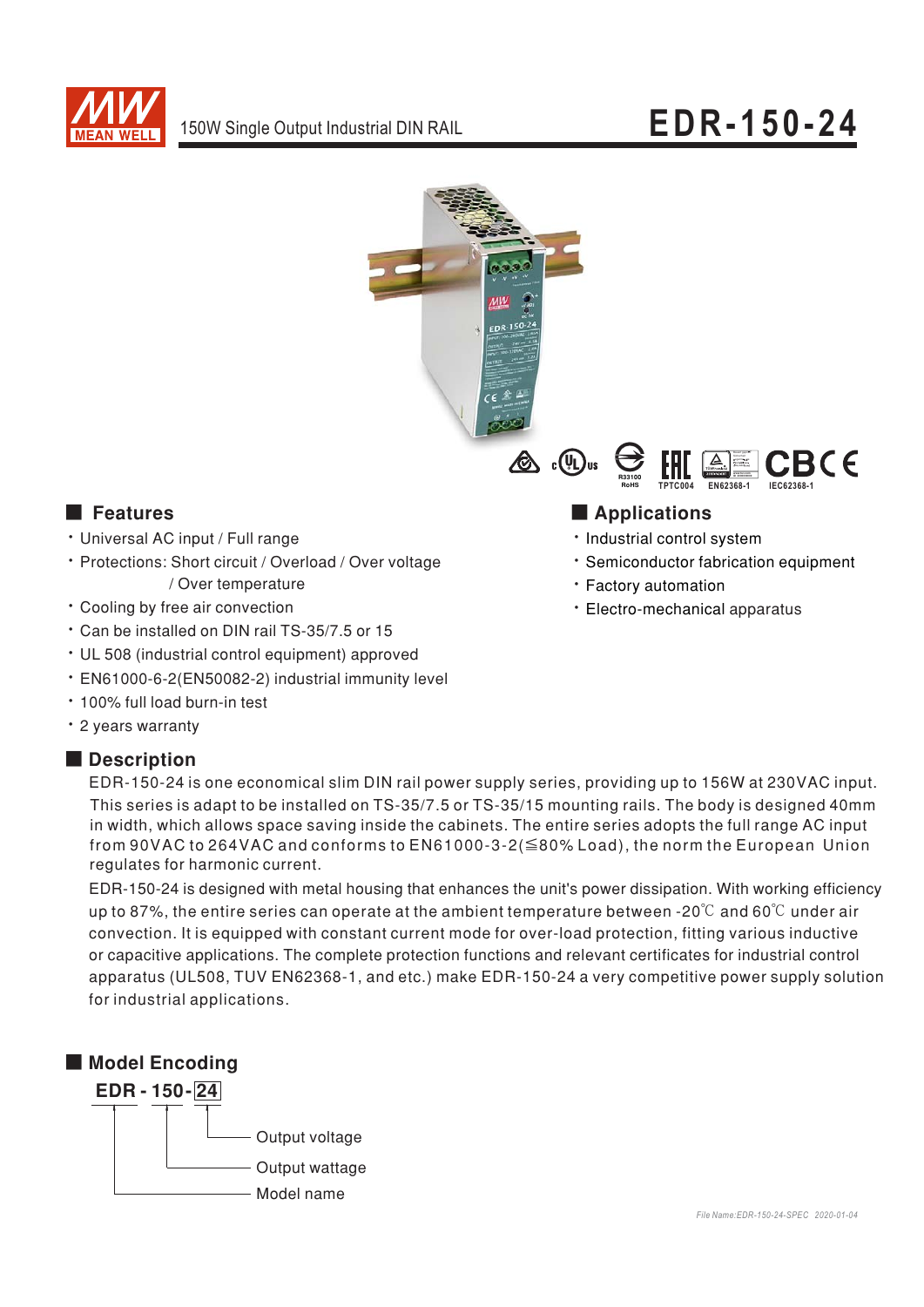# EDR-150-24

150W Single Output Industrial DIN RAIL

R33100 RoHS TPTC004 EN62368-1 IEC62368-1

## Features

- Universal AC input / Full range
- Protections: Short circuit / Overload / Over voltage / Over temperature
- Cooling by free air convection
- Can be installed on DIN rail TS-35/7.5 or 15
- UL 508 (industrial control equipment) approved
- EN61000-6-2(EN50082-2) industrial immunity level
- 100% full load burn-in test
- 2 years warranty

## Applications

- Industrial control system
- Semiconductor fabrication equipment
- Factory automation
- Electro-mechanical apparatus

## Description

EDR-150-24 is one economical slim DIN rail power supply series, providing up to 156W at 230VAC input. This series is adapt to be installed on TS-35/7.5 or TS-35/15 mounting rails. The body is designed 40mm in width, which allows space saving inside the cabinets. The entire series adopts the full range AC input from 90VAC to 264VAC and conforms to EN61000-3-2(≦80% Load), the norm the European Union regulates for harmonic current.

EDR-150-24 is designed with metal housing that enhances the unit's power dissipation. With working efficiency up to 87%, the entire series can operate at the ambient temperature between -20℃ and 60℃ under air convection. It is equipped with constant current mode for over-load protection, fitting various inductive or capacitive applications. The complete protection functions and relevant certificates for industrial control apparatus (UL508, TUV EN62368-1, and etc.) make EDR-150-24 a very competitive power supply solution for industrial applications.

## Model Encoding

**EDR - 150 - 24**

- 24: Output voltage
- 150: Output wattage
- EDR: Model name

File Name:EDR-150-24-SPEC 2020-01-04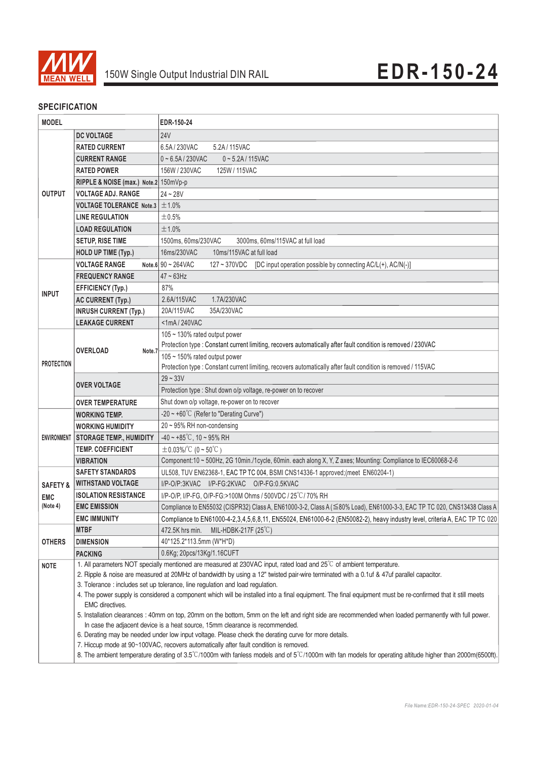# MEAN WELL 150W Single Output Industrial DIN RAIL **EDR-150-24**

## SPECIFICATION

| MODEL | | EDR-150-24 |
|---|---|---|
| OUTPUT | DC VOLTAGE | 24V |
| | RATED CURRENT | 6.5A / 230VAC 5.2A / 115VAC |
| | CURRENT RANGE | 0 ~ 6.5A / 230VAC 0 ~ 5.2A / 115VAC |
| | RATED POWER | 156W / 230VAC 125W / 115VAC |
| | RIPPLE & NOISE (max.) Note.2 | 150mVp-p |
| | VOLTAGE ADJ. RANGE | 24 ~ 28V |
| | VOLTAGE TOLERANCE Note.3 | ±1.0% |
| | LINE REGULATION | ±0.5% |
| | LOAD REGULATION | ±1.0% |
| | SETUP, RISE TIME | 1500ms, 60ms/230VAC 3000ms, 60ms/115VAC at full load |
| | HOLD UP TIME (Typ.) | 16ms/230VAC 10ms/115VAC at full load |
| INPUT | VOLTAGE RANGE Note.6 | 90 ~ 264VAC 127 ~ 370VDC [DC input operation possible by connecting AC/L(+), AC/N(-)] |
| | FREQUENCY RANGE | 47 ~ 63Hz |
| | EFFICIENCY (Typ.) | 87% |
| | AC CURRENT (Typ.) | 2.6A/115VAC 1.7A/230VAC |
| | INRUSH CURRENT (Typ.) | 20A/115VAC 35A/230VAC |
| | LEAKAGE CURRENT | <1mA / 240VAC |
| PROTECTION | OVERLOAD Note.7 | 105 ~ 130% rated output power<br>Protection type : Constant current limiting, recovers automatically after fault condition is removed / 230VAC |
| | | 105 ~ 150% rated output power<br>Protection type : Constant current limiting, recovers automatically after fault condition is removed / 115VAC |
| | OVER VOLTAGE | 29 ~ 33V |
| | | Protection type : Shut down o/p voltage, re-power on to recover |
| | OVER TEMPERATURE | Shut down o/p voltage, re-power on to recover |
| ENVIRONMENT | WORKING TEMP. | -20 ~ +60℃ (Refer to "Derating Curve") |
| | WORKING HUMIDITY | 20 ~ 95% RH non-condensing |
| | STORAGE TEMP., HUMIDITY | -40 ~ +85℃, 10 ~ 95% RH |
| | TEMP. COEFFICIENT | ±0.03%/℃ (0 ~ 50℃) |
| | VIBRATION | Component:10 ~ 500Hz, 2G 10min./1cycle, 60min. each along X, Y, Z axes; Mounting: Compliance to IEC60068-2-6 |
| SAFETY & EMC (Note 4) | SAFETY STANDARDS | UL508, TUV EN62368-1, EAC TP TC 004, BSMI CNS14336-1 approved;(meet EN60204-1) |
| | WITHSTAND VOLTAGE | I/P-O/P:3KVAC I/P-FG:2KVAC O/P-FG:0.5KVAC |
| | ISOLATION RESISTANCE | I/P-O/P, I/P-FG, O/P-FG:>100M Ohms / 500VDC / 25℃/ 70% RH |
| | EMC EMISSION | Compliance to EN55032 (CISPR32) Class A, EN61000-3-2, Class A (≦80% Load), EN61000-3-3, EAC TP TC 020, CNS13438 Class A |
| | EMC IMMUNITY | Compliance to EN61000-4-2,3,4,5,6,8,11, EN55024, EN61000-6-2 (EN50082-2), heavy industry level, criteria A, EAC TP TC 020 |
| OTHERS | MTBF | 472.5K hrs min. MIL-HDBK-217F (25℃) |
| | DIMENSION | 40*125.2*113.5mm (W*H*D) |
| | PACKING | 0.6Kg; 20pcs/13Kg/1.16CUFT |

**NOTE**

1. All parameters NOT specially mentioned are measured at 230VAC input, rated load and 25℃ of ambient temperature.
2. Ripple & noise are measured at 20MHz of bandwidth by using a 12" twisted pair-wire terminated with a 0.1uf & 47uf parallel capacitor.
3. Tolerance : includes set up tolerance, line regulation and load regulation.
4. The power supply is considered a component which will be installed into a final equipment. The final equipment must be re-confirmed that it still meets EMC directives.
5. Installation clearances : 40mm on top, 20mm on the bottom, 5mm on the left and right side are recommended when loaded permanently with full power. In case the adjacent device is a heat source, 15mm clearance is recommended.
6. Derating may be needed under low input voltage. Please check the derating curve for more details.
7. Hiccup mode at 90~100VAC, recovers automatically after fault condition is removed.
8. The ambient temperature derating of 3.5℃/1000m with fanless models and of 5℃/1000m with fan models for operating altitude higher than 2000m(6500ft).

*File Name:EDR-150-24-SPEC 2020-01-04*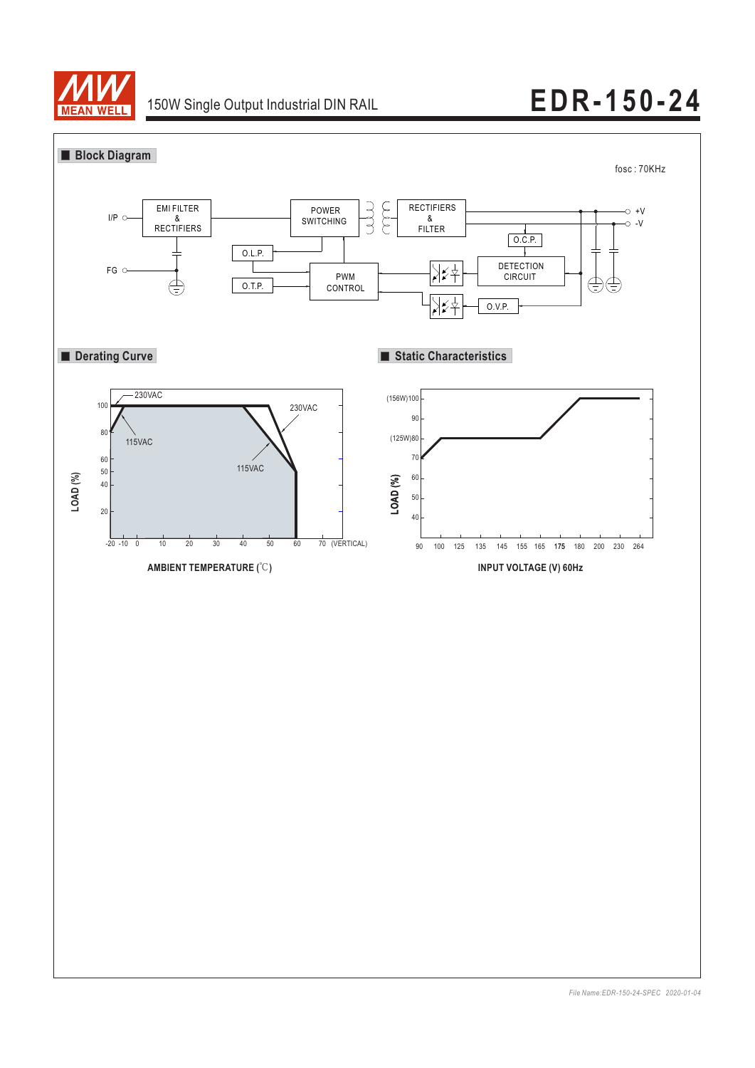150W Single Output Industrial DIN RAIL

# EDR-150-24

## Block Diagram

fosc : 70KHz

I/P, FG, EMI FILTER & RECTIFIERS, POWER SWITCHING, RECTIFIERS & FILTER, +V, -V, O.C.P., DETECTION CIRCUIT, O.L.P., O.T.P., PWM CONTROL, O.V.P.

## Derating Curve

LOAD (%): 20, 40, 50, 60, 80, 100

230VAC, 115VAC, 230VAC, 115VAC

-20 -10 0 10 20 30 40 50 60 70 (VERTICAL)

AMBIENT TEMPERATURE (℃)

## Static Characteristics

LOAD (%): 40, 50, 60, 70, (125W)80, 90, (156W)100

90 100 125 135 145 155 165 175 180 200 230 264

INPUT VOLTAGE (V) 60Hz

*File Name:EDR-150-24-SPEC 2020-01-04*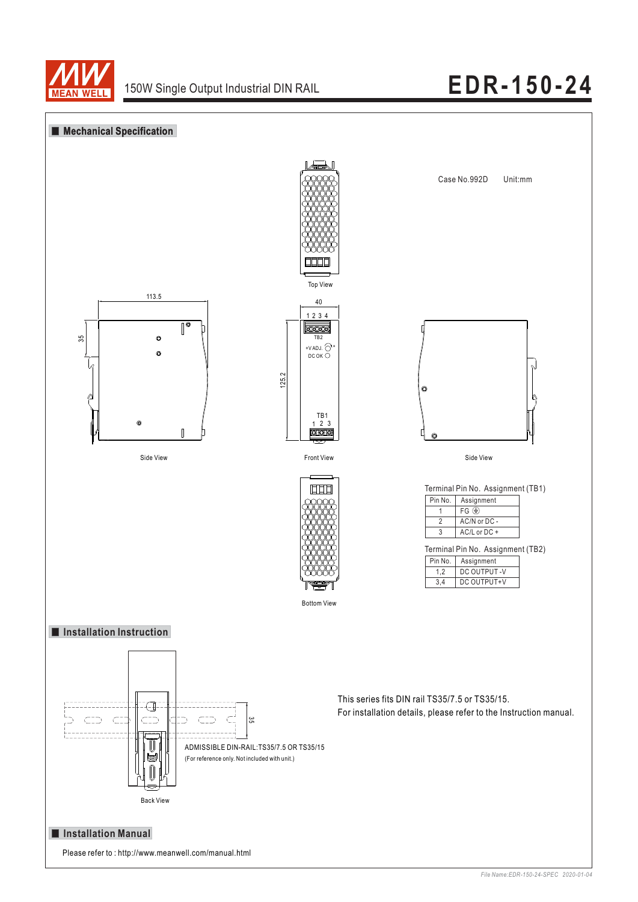150W Single Output Industrial DIN RAIL

# EDR-150-24

## Mechanical Specification

Case No.992D Unit:mm

Top View

113.5

35

Side View

40

1 2 3 4

TB2

+V ADJ.

DC OK

125.2

TB1

1 2 3

Front View

Side View

Bottom View

Terminal Pin No. Assignment (TB1)

| Pin No. | Assignment |
|---|---|
| 1 | FG ⏚ |
| 2 | AC/N or DC - |
| 3 | AC/L or DC + |

Terminal Pin No. Assignment (TB2)

| Pin No. | Assignment |
|---|---|
| 1,2 | DC OUTPUT -V |
| 3,4 | DC OUTPUT+V |

## Installation Instruction

35

ADMISSIBLE DIN-RAIL:TS35/7.5 OR TS35/15

(For reference only. Not included with unit.)

Back View

This series fits DIN rail TS35/7.5 or TS35/15.

For installation details, please refer to the Instruction manual.

## Installation Manual

Please refer to : http://www.meanwell.com/manual.html

File Name:EDR-150-24-SPEC 2020-01-04